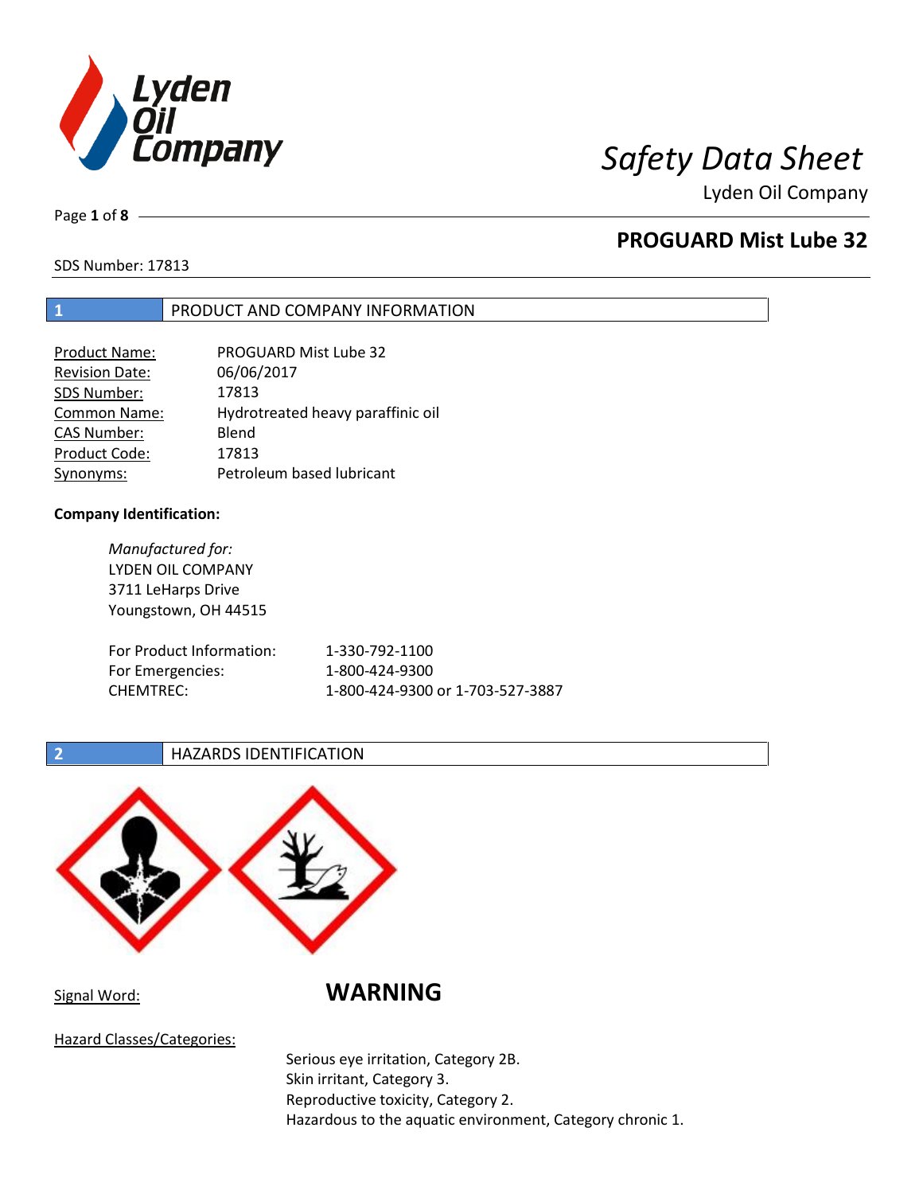# Safety Data Sheet

Lyden Oil Company

## PROGUARD Mist Lube 32

SDS Number: 17813

## 1 PRODUCT AND COMPANY INFORMATION

| | |
|---|---|
| Product Name: | PROGUARD Mist Lube 32 |
| Revision Date: | 06/06/2017 |
| SDS Number: | 17813 |
| Common Name: | Hydrotreated heavy paraffinic oil |
| CAS Number: | Blend |
| Product Code: | 17813 |
| Synonyms: | Petroleum based lubricant |

**Company Identification:**

*Manufactured for:*
LYDEN OIL COMPANY
3711 LeHarps Drive
Youngstown, OH 44515

| | |
|---|---|
| For Product Information: | 1-330-792-1100 |
| For Emergencies: | 1-800-424-9300 |
| CHEMTREC: | 1-800-424-9300 or 1-703-527-3887 |

## 2 HAZARDS IDENTIFICATION

Signal Word: **WARNING**

Hazard Classes/Categories:

Serious eye irritation, Category 2B.
Skin irritant, Category 3.
Reproductive toxicity, Category 2.
Hazardous to the aquatic environment, Category chronic 1.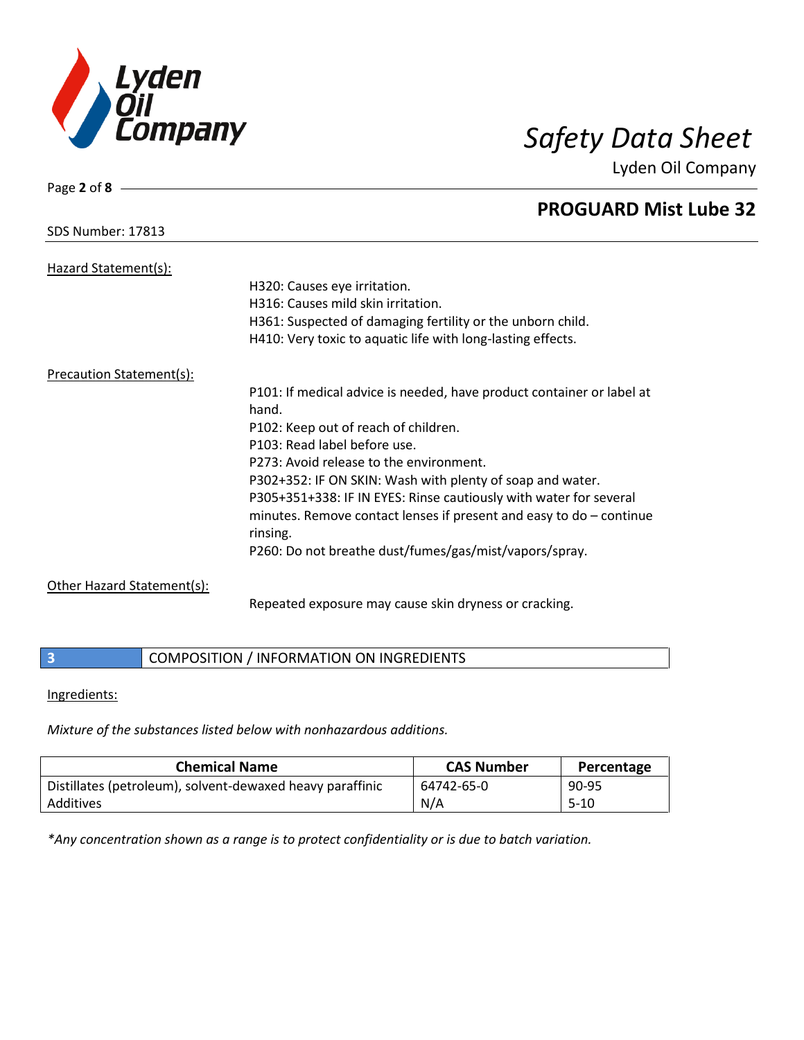Hazard Statement(s):

H320: Causes eye irritation.
H316: Causes mild skin irritation.
H361: Suspected of damaging fertility or the unborn child.
H410: Very toxic to aquatic life with long-lasting effects.

Precaution Statement(s):

P101: If medical advice is needed, have product container or label at hand.
P102: Keep out of reach of children.
P103: Read label before use.
P273: Avoid release to the environment.
P302+352: IF ON SKIN: Wash with plenty of soap and water.
P305+351+338: IF IN EYES: Rinse cautiously with water for several minutes. Remove contact lenses if present and easy to do – continue rinsing.
P260: Do not breathe dust/fumes/gas/mist/vapors/spray.

Other Hazard Statement(s):

Repeated exposure may cause skin dryness or cracking.

## 3 COMPOSITION / INFORMATION ON INGREDIENTS

Ingredients:

*Mixture of the substances listed below with nonhazardous additions.*

| Chemical Name | CAS Number | Percentage |
| --- | --- | --- |
| Distillates (petroleum), solvent-dewaxed heavy paraffinic | 64742-65-0 | 90-95 |
| Additives | N/A | 5-10 |

**Any concentration shown as a range is to protect confidentiality or is due to batch variation.*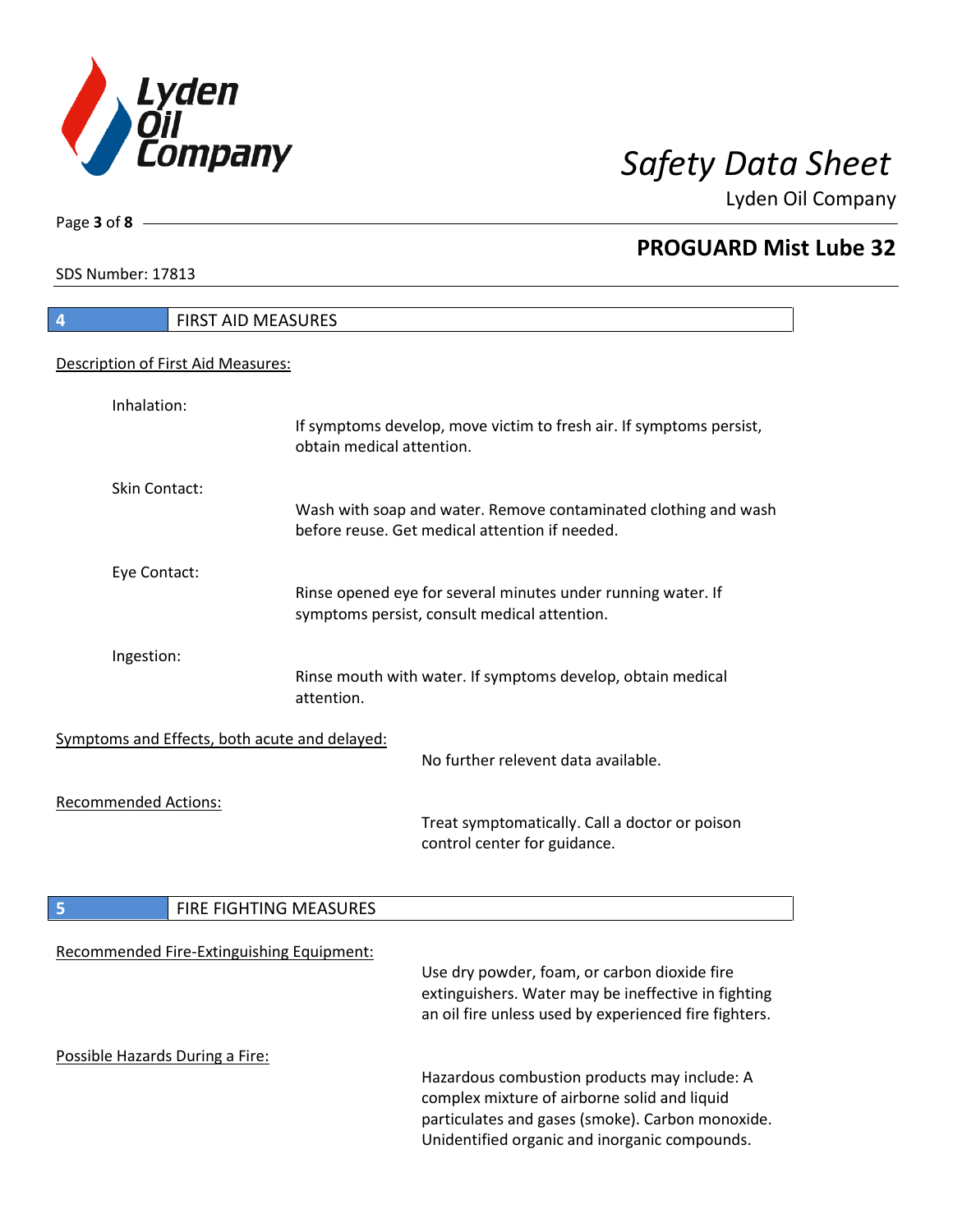## 4 FIRST AID MEASURES

### Description of First Aid Measures:

**Inhalation:**
If symptoms develop, move victim to fresh air. If symptoms persist, obtain medical attention.

**Skin Contact:**
Wash with soap and water. Remove contaminated clothing and wash before reuse. Get medical attention if needed.

**Eye Contact:**
Rinse opened eye for several minutes under running water. If symptoms persist, consult medical attention.

**Ingestion:**
Rinse mouth with water. If symptoms develop, obtain medical attention.

### Symptoms and Effects, both acute and delayed:

No further relevent data available.

### Recommended Actions:

Treat symptomatically. Call a doctor or poison control center for guidance.

## 5 FIRE FIGHTING MEASURES

### Recommended Fire-Extinguishing Equipment:

Use dry powder, foam, or carbon dioxide fire extinguishers. Water may be ineffective in fighting an oil fire unless used by experienced fire fighters.

### Possible Hazards During a Fire:

Hazardous combustion products may include: A complex mixture of airborne solid and liquid particulates and gases (smoke). Carbon monoxide. Unidentified organic and inorganic compounds.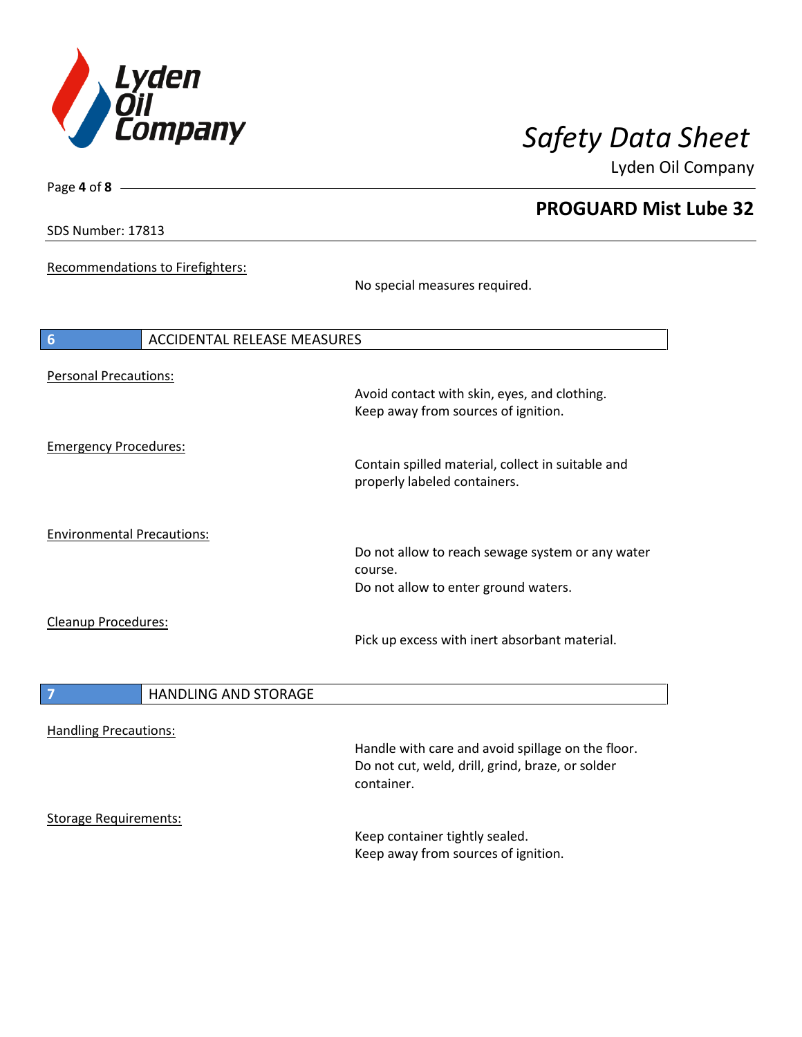Recommendations to Firefighters:

No special measures required.

## 6 ACCIDENTAL RELEASE MEASURES

Personal Precautions:

Avoid contact with skin, eyes, and clothing.
Keep away from sources of ignition.

Emergency Procedures:

Contain spilled material, collect in suitable and properly labeled containers.

Environmental Precautions:

Do not allow to reach sewage system or any water course.
Do not allow to enter ground waters.

Cleanup Procedures:

Pick up excess with inert absorbant material.

## 7 HANDLING AND STORAGE

Handling Precautions:

Handle with care and avoid spillage on the floor.
Do not cut, weld, drill, grind, braze, or solder container.

Storage Requirements:

Keep container tightly sealed.
Keep away from sources of ignition.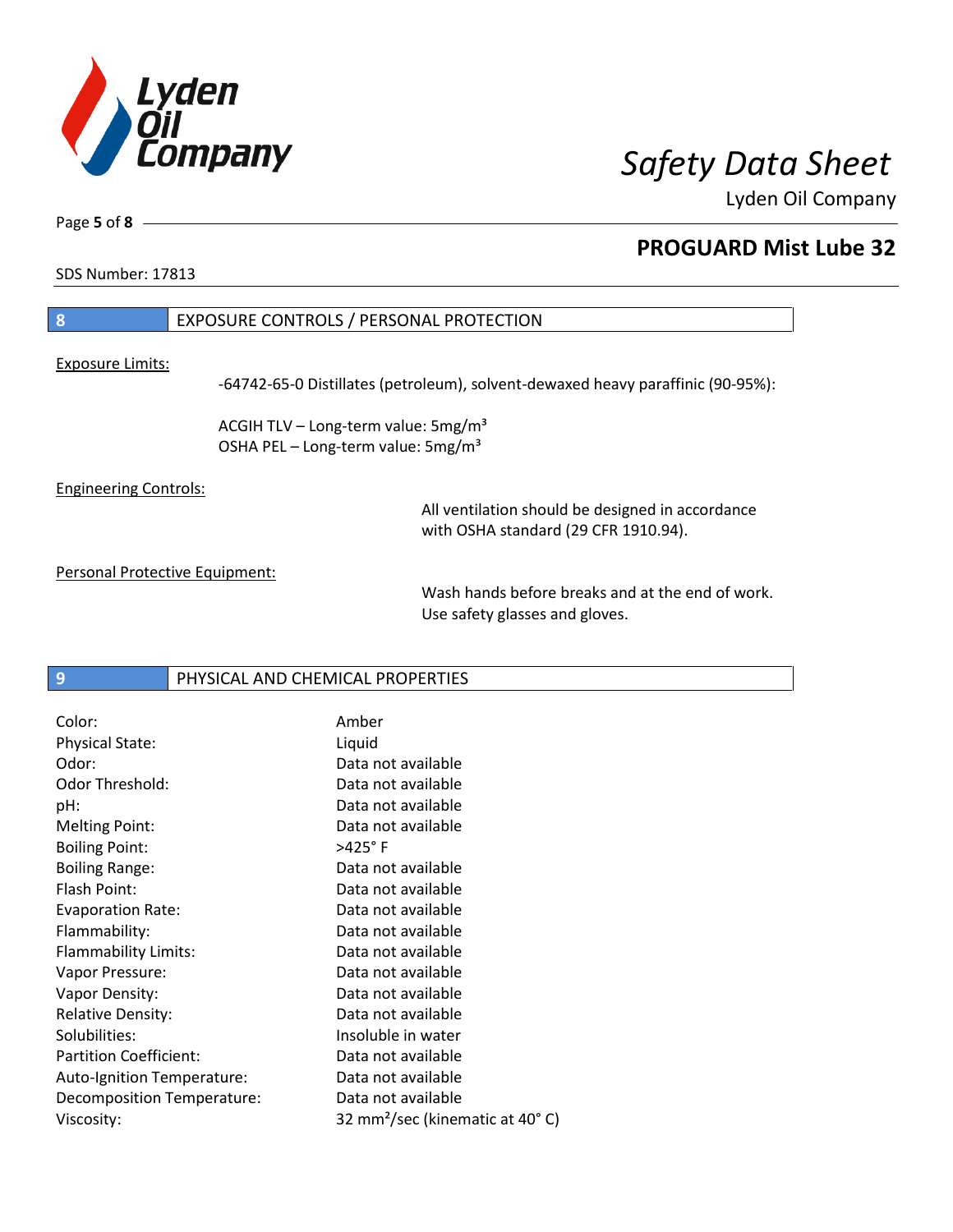## 8 EXPOSURE CONTROLS / PERSONAL PROTECTION

Exposure Limits:

-64742-65-0 Distillates (petroleum), solvent-dewaxed heavy paraffinic (90-95%):

ACGIH TLV – Long-term value: 5mg/m³
OSHA PEL – Long-term value: 5mg/m³

Engineering Controls:

All ventilation should be designed in accordance with OSHA standard (29 CFR 1910.94).

Personal Protective Equipment:

Wash hands before breaks and at the end of work. Use safety glasses and gloves.

## 9 PHYSICAL AND CHEMICAL PROPERTIES

| | |
|---|---|
| Color: | Amber |
| Physical State: | Liquid |
| Odor: | Data not available |
| Odor Threshold: | Data not available |
| pH: | Data not available |
| Melting Point: | Data not available |
| Boiling Point: | >425° F |
| Boiling Range: | Data not available |
| Flash Point: | Data not available |
| Evaporation Rate: | Data not available |
| Flammability: | Data not available |
| Flammability Limits: | Data not available |
| Vapor Pressure: | Data not available |
| Vapor Density: | Data not available |
| Relative Density: | Data not available |
| Solubilities: | Insoluble in water |
| Partition Coefficient: | Data not available |
| Auto-Ignition Temperature: | Data not available |
| Decomposition Temperature: | Data not available |
| Viscosity: | 32 mm²/sec (kinematic at 40° C) |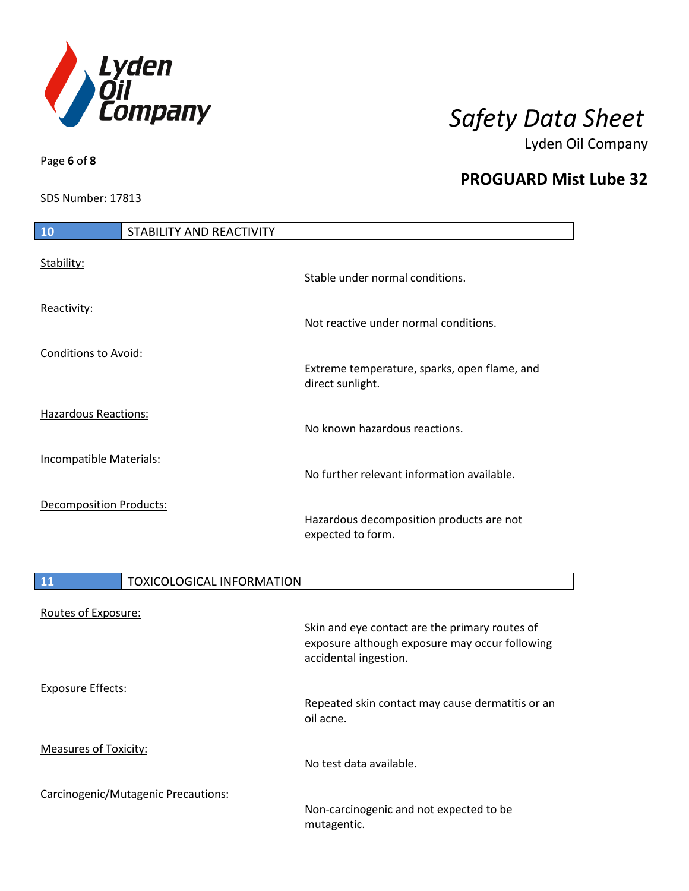## 10 STABILITY AND REACTIVITY

Stability:

Stable under normal conditions.

Reactivity:

Not reactive under normal conditions.

Conditions to Avoid:

Extreme temperature, sparks, open flame, and direct sunlight.

Hazardous Reactions:

No known hazardous reactions.

Incompatible Materials:

No further relevant information available.

Decomposition Products:

Hazardous decomposition products are not expected to form.

## 11 TOXICOLOGICAL INFORMATION

Routes of Exposure:

Skin and eye contact are the primary routes of exposure although exposure may occur following accidental ingestion.

Exposure Effects:

Repeated skin contact may cause dermatitis or an oil acne.

Measures of Toxicity:

No test data available.

Carcinogenic/Mutagenic Precautions:

Non-carcinogenic and not expected to be mutagentic.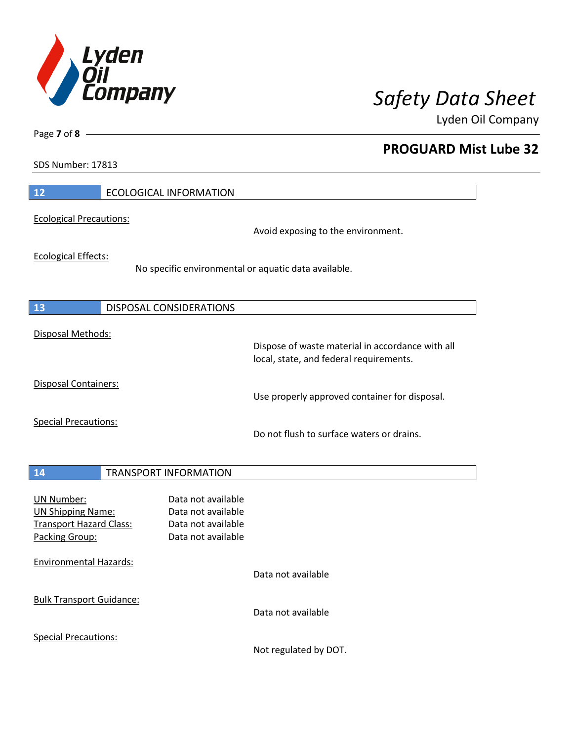## 12 ECOLOGICAL INFORMATION

Ecological Precautions:

Avoid exposing to the environment.

Ecological Effects:

No specific environmental or aquatic data available.

## 13 DISPOSAL CONSIDERATIONS

Disposal Methods:

Dispose of waste material in accordance with all local, state, and federal requirements.

Disposal Containers:

Use properly approved container for disposal.

Special Precautions:

Do not flush to surface waters or drains.

## 14 TRANSPORT INFORMATION

UN Number: Data not available
UN Shipping Name: Data not available
Transport Hazard Class: Data not available
Packing Group: Data not available

Environmental Hazards:

Data not available

Bulk Transport Guidance:

Data not available

Special Precautions:

Not regulated by DOT.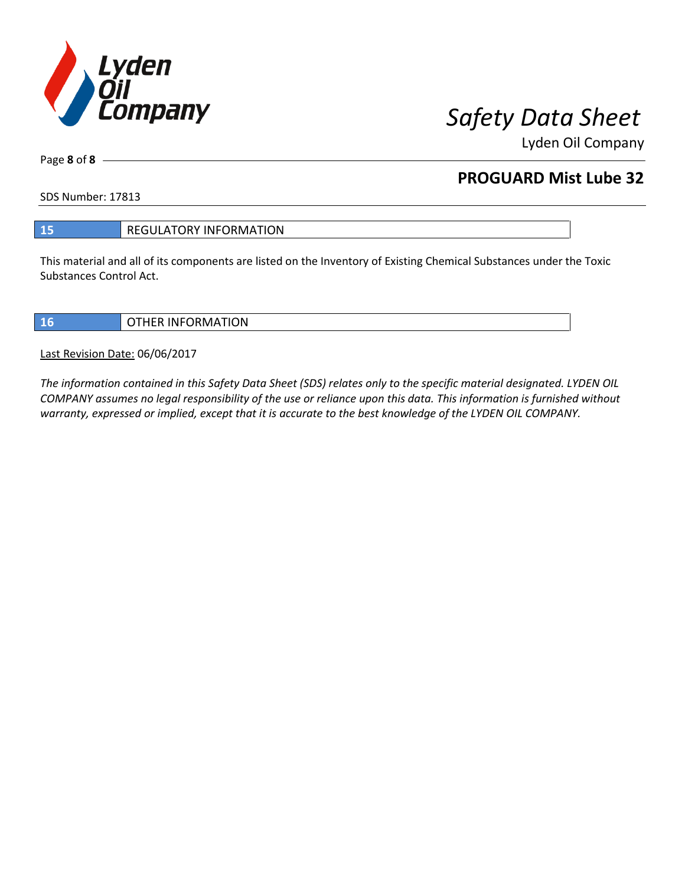## 15 REGULATORY INFORMATION

This material and all of its components are listed on the Inventory of Existing Chemical Substances under the Toxic Substances Control Act.

## 16 OTHER INFORMATION

Last Revision Date: 06/06/2017

*The information contained in this Safety Data Sheet (SDS) relates only to the specific material designated. LYDEN OIL COMPANY assumes no legal responsibility of the use or reliance upon this data. This information is furnished without warranty, expressed or implied, except that it is accurate to the best knowledge of the LYDEN OIL COMPANY.*